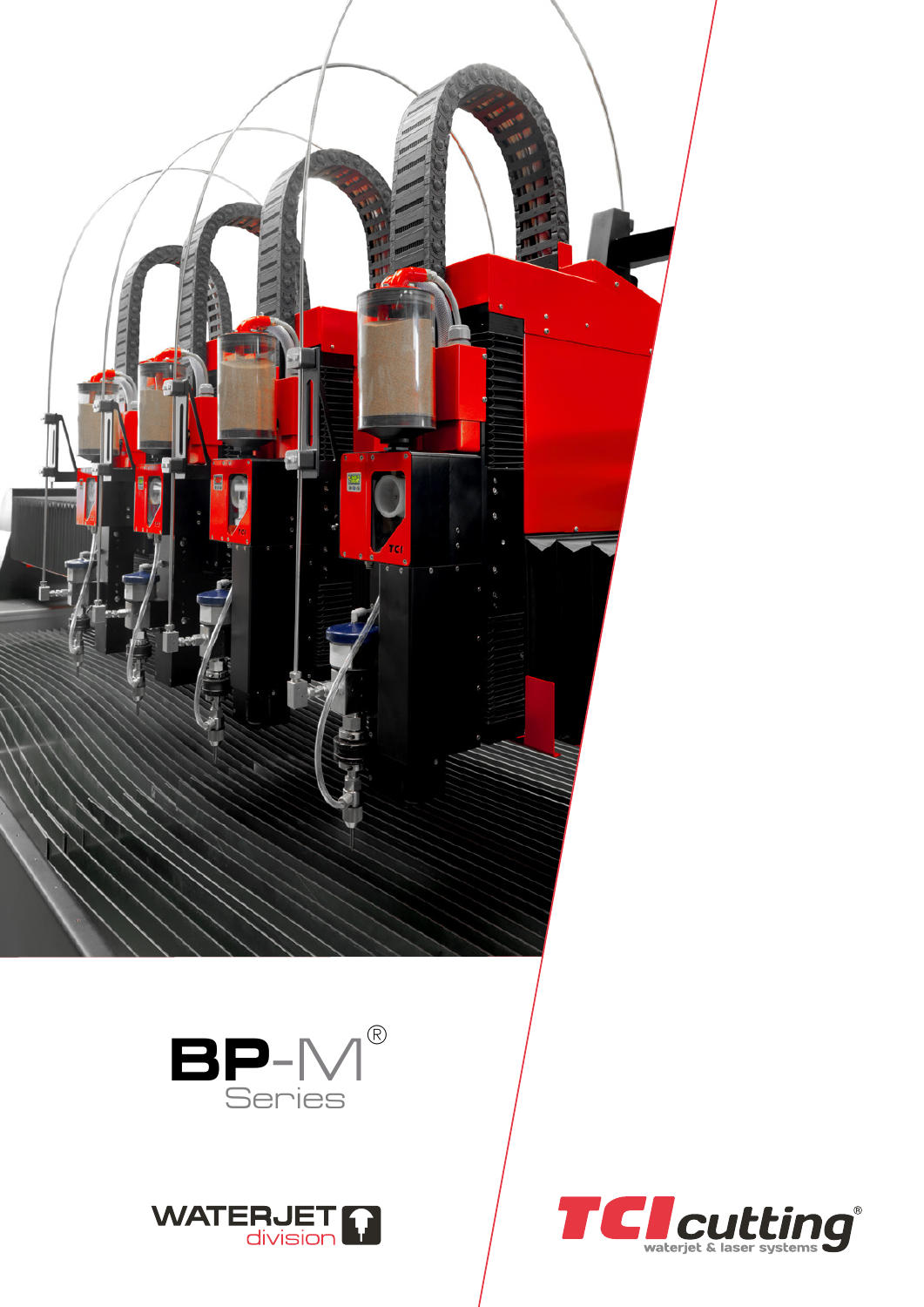# BP-M®

Series

WATERJET division

TCI cutting®

waterjet & laser systems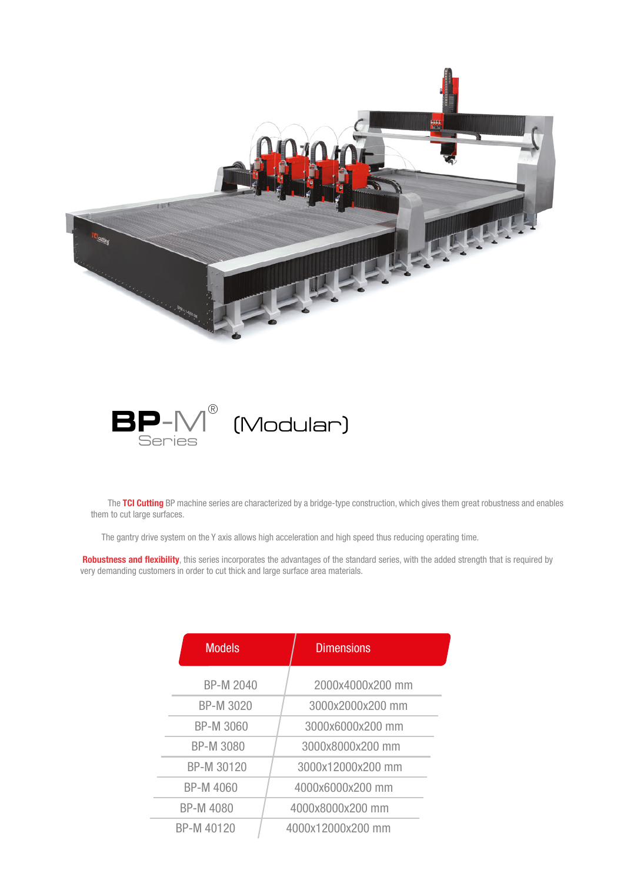# BP-M® Series (Modular)

The **TCI Cutting** BP machine series are characterized by a bridge-type construction, which gives them great robustness and enables them to cut large surfaces.

The gantry drive system on the Y axis allows high acceleration and high speed thus reducing operating time.

**Robustness and flexibility**, this series incorporates the advantages of the standard series, with the added strength that is required by very demanding customers in order to cut thick and large surface area materials.

| Models | Dimensions |
| --- | --- |
| BP-M 2040 | 2000x4000x200 mm |
| BP-M 3020 | 3000x2000x200 mm |
| BP-M 3060 | 3000x6000x200 mm |
| BP-M 3080 | 3000x8000x200 mm |
| BP-M 30120 | 3000x12000x200 mm |
| BP-M 4060 | 4000x6000x200 mm |
| BP-M 4080 | 4000x8000x200 mm |
| BP-M 40120 | 4000x12000x200 mm |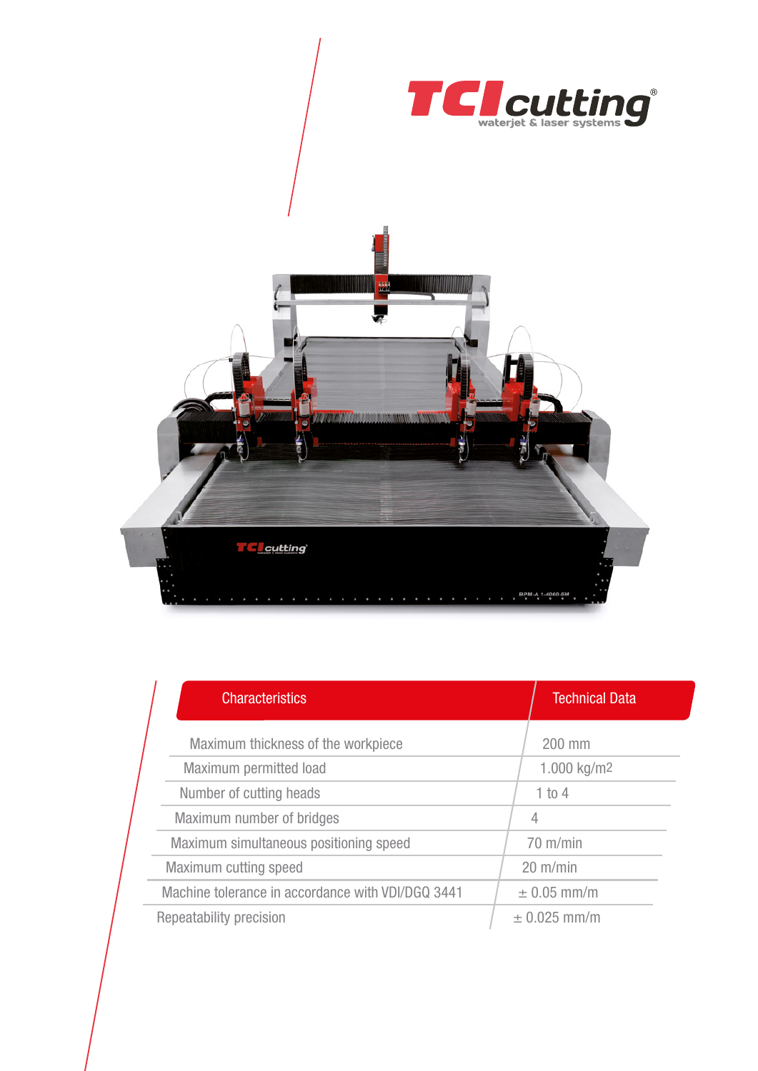TCI cutting
waterjet & laser systems

| Characteristics | Technical Data |
| --- | --- |
| Maximum thickness of the workpiece | 200 mm |
| Maximum permitted load | 1.000 kg/m2 |
| Number of cutting heads | 1 to 4 |
| Maximum number of bridges | 4 |
| Maximum simultaneous positioning speed | 70 m/min |
| Maximum cutting speed | 20 m/min |
| Machine tolerance in accordance with VDI/DGQ 3441 | ± 0.05 mm/m |
| Repeatability precision | ± 0.025 mm/m |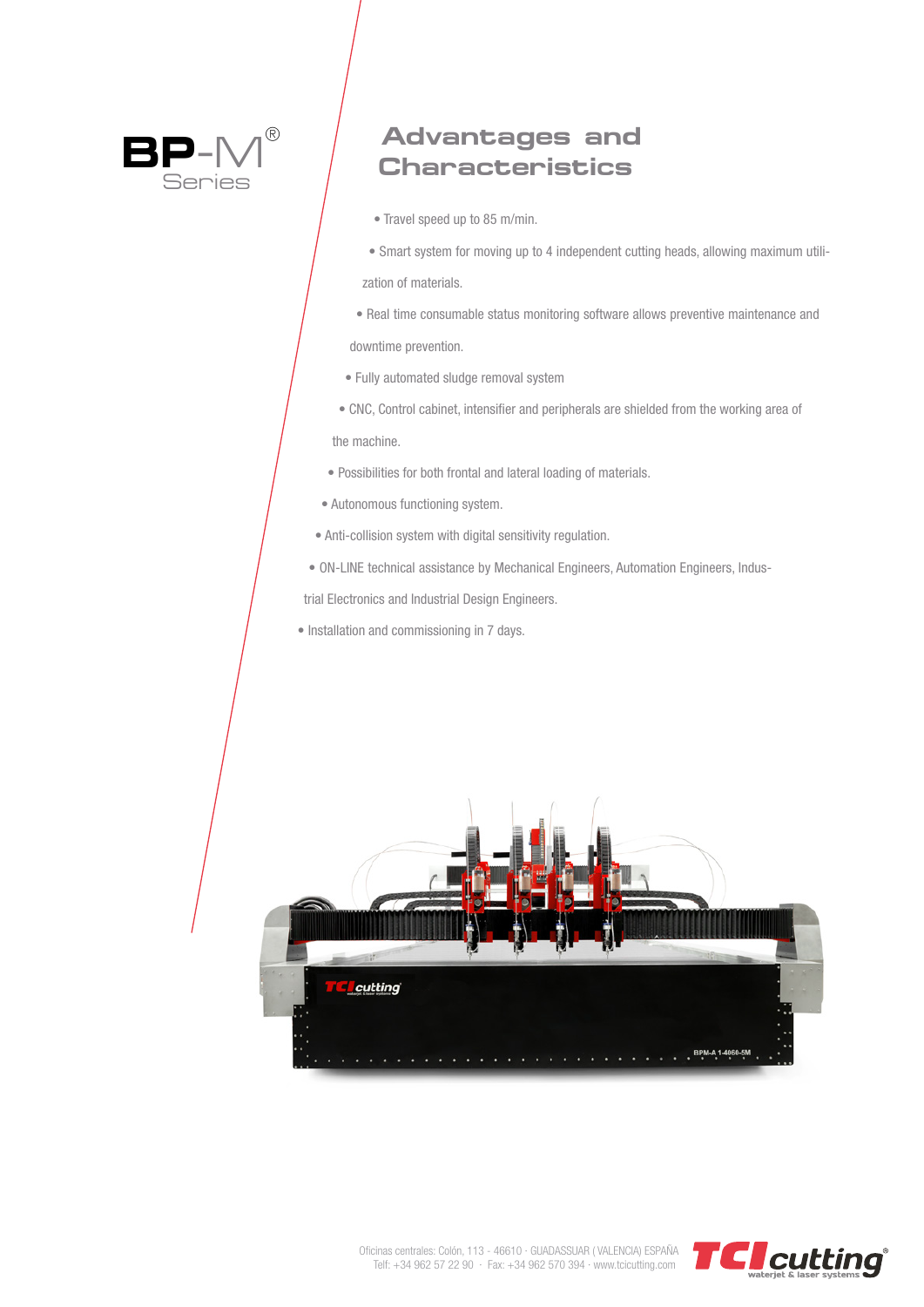# BP-M®
Series

## Advantages and Characteristics

- Travel speed up to 85 m/min.
- Smart system for moving up to 4 independent cutting heads, allowing maximum utilization of materials.
- Real time consumable status monitoring software allows preventive maintenance and downtime prevention.
- Fully automated sludge removal system
- CNC, Control cabinet, intensifier and peripherals are shielded from the working area of the machine.
- Possibilities for both frontal and lateral loading of materials.
- Autonomous functioning system.
- Anti-collision system with digital sensitivity regulation.
- ON-LINE technical assistance by Mechanical Engineers, Automation Engineers, Industrial Electronics and Industrial Design Engineers.
- Installation and commissioning in 7 days.

Oficinas centrales: Colón, 113 - 46610 - GUADASSUAR ( VALENCIA) ESPAÑA
Telf: +34 962 57 22 90 · Fax: +34 962 570 394 · www.tcicutting.com

TCI cutting® waterjet & laser systems